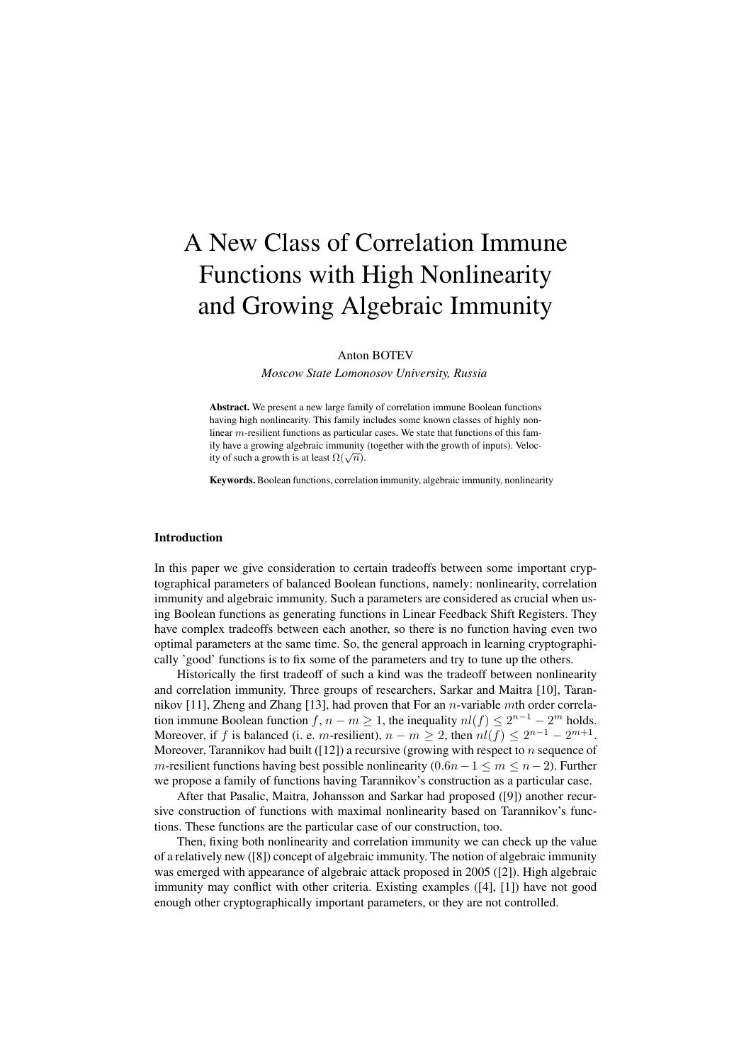# A New Class of Correlation Immune Functions with High Nonlinearity and Growing Algebraic Immunity

Anton BOTEV

*Moscow State Lomonosov University, Russia*

**Abstract.** We present a new large family of correlation immune Boolean functions having high nonlinearity. This family includes some known classes of highly nonlinear $m$-resilient functions as particular cases. We state that functions of this family have a growing algebraic immunity (together with the growth of inputs). Velocity of such a growth is at least $\Omega(\sqrt{n})$.

**Keywords.** Boolean functions, correlation immunity, algebraic immunity, nonlinearity

## Introduction

In this paper we give consideration to certain tradeoffs between some important cryptographical parameters of balanced Boolean functions, namely: nonlinearity, correlation immunity and algebraic immunity. Such a parameters are considered as crucial when using Boolean functions as generating functions in Linear Feedback Shift Registers. They have complex tradeoffs between each another, so there is no function having even two optimal parameters at the same time. So, the general approach in learning cryptographically 'good' functions is to fix some of the parameters and try to tune up the others.

Historically the first tradeoff of such a kind was the tradeoff between nonlinearity and correlation immunity. Three groups of researchers, Sarkar and Maitra [10], Tarannikov [11], Zheng and Zhang [13], had proven that For an $n$-variable $m$th order correlation immune Boolean function $f$, $n - m \geq 1$, the inequality $nl(f) \leq 2^{n-1} - 2^m$ holds. Moreover, if $f$ is balanced (i. e. $m$-resilient), $n - m \geq 2$, then $nl(f) \leq 2^{n-1} - 2^{m+1}$. Moreover, Tarannikov had built ([12]) a recursive (growing with respect to $n$ sequence of $m$-resilient functions having best possible nonlinearity ($0.6n - 1 \leq m \leq n - 2$). Further we propose a family of functions having Tarannikov's construction as a particular case.

After that Pasalic, Maitra, Johansson and Sarkar had proposed ([9]) another recursive construction of functions with maximal nonlinearity based on Tarannikov's functions. These functions are the particular case of our construction, too.

Then, fixing both nonlinearity and correlation immunity we can check up the value of a relatively new ([8]) concept of algebraic immunity. The notion of algebraic immunity was emerged with appearance of algebraic attack proposed in 2005 ([2]). High algebraic immunity may conflict with other criteria. Existing examples ([4], [1]) have not good enough other cryptographically important parameters, or they are not controlled.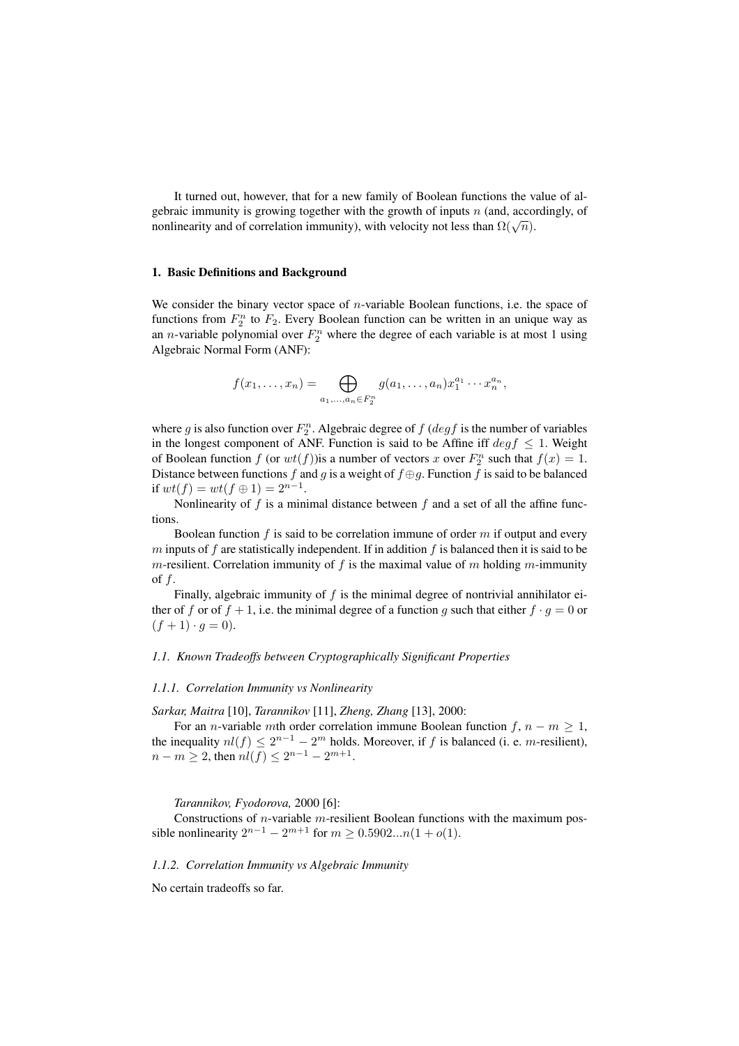It turned out, however, that for a new family of Boolean functions the value of algebraic immunity is growing together with the growth of inputs $n$ (and, accordingly, of nonlinearity and of correlation immunity), with velocity not less than $\Omega(\sqrt{n})$.

## 1. Basic Definitions and Background

We consider the binary vector space of $n$-variable Boolean functions, i.e. the space of functions from $F_2^n$ to $F_2$. Every Boolean function can be written in an unique way as an $n$-variable polynomial over $F_2^n$ where the degree of each variable is at most 1 using Algebraic Normal Form (ANF):

$$f(x_1, \ldots, x_n) = \bigoplus_{a_1, \ldots, a_n \in F_2^n} g(a_1, \ldots, a_n) x_1^{a_1} \cdots x_n^{a_n},$$

where $g$ is also function over $F_2^n$. Algebraic degree of $f$ ($deg f$ is the number of variables in the longest component of ANF. Function is said to be Affine iff $deg f \leq 1$. Weight of Boolean function $f$ (or $wt(f)$)is a number of vectors $x$ over $F_2^n$ such that $f(x) = 1$. Distance between functions $f$ and $g$ is a weight of $f \oplus g$. Function $f$ is said to be balanced if $wt(f) = wt(f \oplus 1) = 2^{n-1}$.

Nonlinearity of $f$ is a minimal distance between $f$ and a set of all the affine functions.

Boolean function $f$ is said to be correlation immune of order $m$ if output and every $m$ inputs of $f$ are statistically independent. If in addition $f$ is balanced then it is said to be $m$-resilient. Correlation immunity of $f$ is the maximal value of $m$ holding $m$-immunity of $f$.

Finally, algebraic immunity of $f$ is the minimal degree of nontrivial annihilator either of $f$ or of $f + 1$, i.e. the minimal degree of a function $g$ such that either $f \cdot g = 0$ or $(f + 1) \cdot g = 0$).

### *1.1. Known Tradeoffs between Cryptographically Significant Properties*

#### *1.1.1. Correlation Immunity vs Nonlinearity*

*Sarkar, Maitra* [10], *Tarannikov* [11], *Zheng, Zhang* [13], 2000:

For an $n$-variable $m$th order correlation immune Boolean function $f$, $n - m \geq 1$, the inequality $nl(f) \leq 2^{n-1} - 2^m$ holds. Moreover, if $f$ is balanced (i. e. $m$-resilient), $n - m \geq 2$, then $nl(f) \leq 2^{n-1} - 2^{m+1}$.

*Tarannikov, Fyodorova,* 2000 [6]:

Constructions of $n$-variable $m$-resilient Boolean functions with the maximum possible nonlinearity $2^{n-1} - 2^{m+1}$ for $m \geq 0.5902...n(1 + o(1))$.

#### *1.1.2. Correlation Immunity vs Algebraic Immunity*

No certain tradeoffs so far.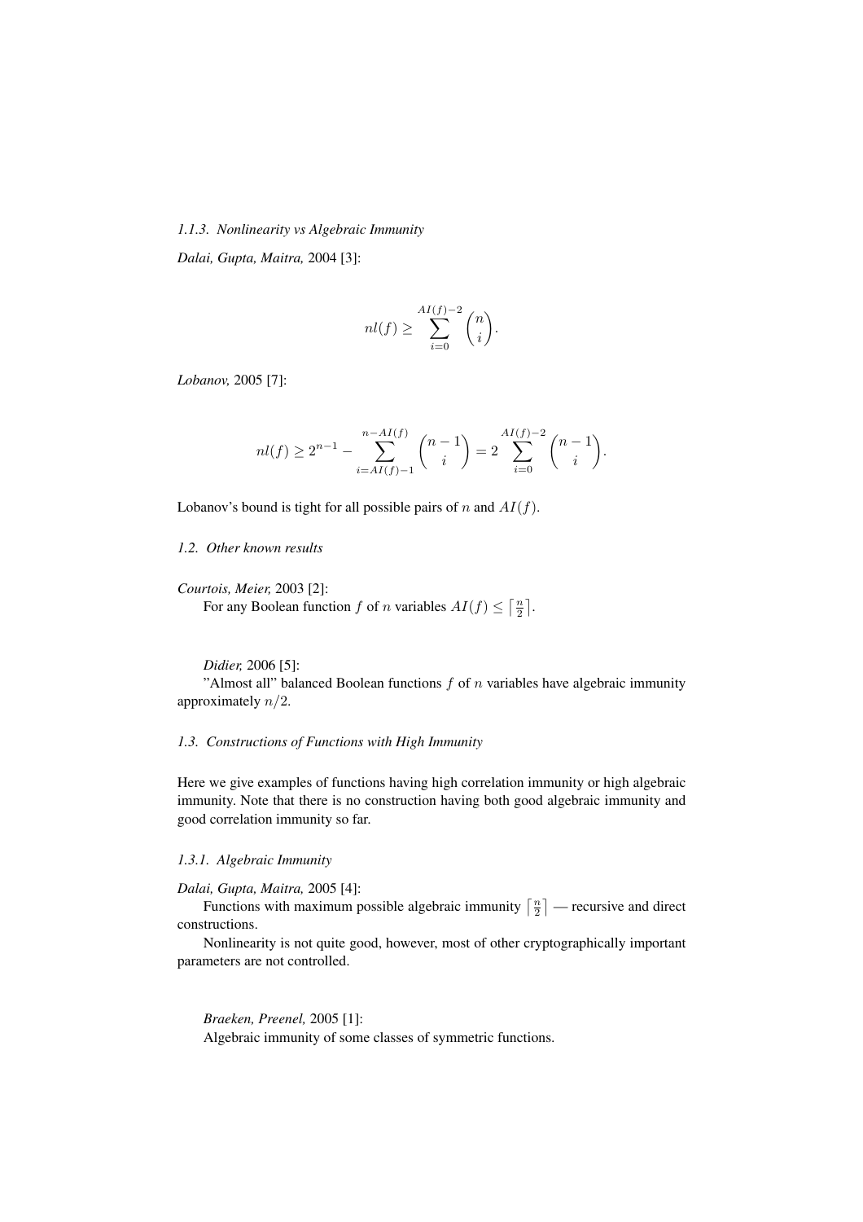#### *1.1.3. Nonlinearity vs Algebraic Immunity*

*Dalai, Gupta, Maitra,* 2004 [3]:

$$nl(f) \geq \sum_{i=0}^{AI(f)-2} \binom{n}{i}.$$

*Lobanov,* 2005 [7]:

$$nl(f) \geq 2^{n-1} - \sum_{i=AI(f)-1}^{n-AI(f)} \binom{n-1}{i} = 2 \sum_{i=0}^{AI(f)-2} \binom{n-1}{i}.$$

Lobanov's bound is tight for all possible pairs of $n$ and $AI(f)$.

### *1.2. Other known results*

*Courtois, Meier,* 2003 [2]:
For any Boolean function $f$ of $n$ variables $AI(f) \leq \left\lceil \frac{n}{2} \right\rceil$.

*Didier,* 2006 [5]:
"Almost all" balanced Boolean functions $f$ of $n$ variables have algebraic immunity approximately $n/2$.

### *1.3. Constructions of Functions with High Immunity*

Here we give examples of functions having high correlation immunity or high algebraic immunity. Note that there is no construction having both good algebraic immunity and good correlation immunity so far.

#### *1.3.1. Algebraic Immunity*

*Dalai, Gupta, Maitra,* 2005 [4]:
Functions with maximum possible algebraic immunity $\left\lceil \frac{n}{2} \right\rceil$ — recursive and direct constructions.
Nonlinearity is not quite good, however, most of other cryptographically important parameters are not controlled.

*Braeken, Preenel,* 2005 [1]:
Algebraic immunity of some classes of symmetric functions.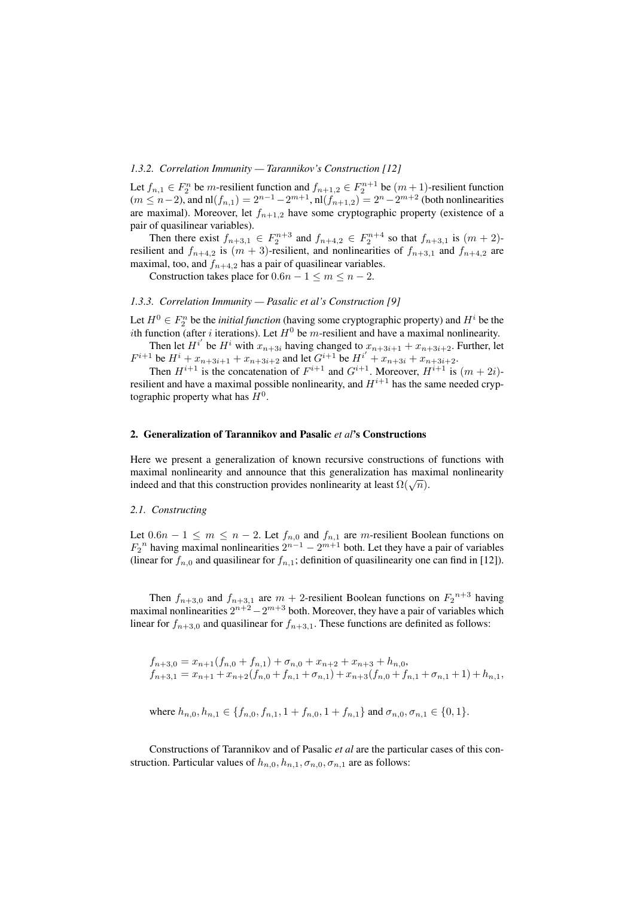### *1.3.2. Correlation Immunity — Tarannikov's Construction [12]*

Let $f_{n,1} \in F_2^n$ be $m$-resilient function and $f_{n+1,2} \in F_2^{n+1}$ be $(m+1)$-resilient function $(m \leq n-2)$, and $\text{nl}(f_{n,1}) = 2^{n-1} - 2^{m+1}$, $\text{nl}(f_{n+1,2}) = 2^n - 2^{m+2}$ (both nonlinearities are maximal). Moreover, let $f_{n+1,2}$ have some cryptographic property (existence of a pair of quasilinear variables).

Then there exist $f_{n+3,1} \in F_2^{n+3}$ and $f_{n+4,2} \in F_2^{n+4}$ so that $f_{n+3,1}$ is $(m+2)$-resilient and $f_{n+4,2}$ is $(m+3)$-resilient, and nonlinearities of $f_{n+3,1}$ and $f_{n+4,2}$ are maximal, too, and $f_{n+4,2}$ has a pair of quasilinear variables.

Construction takes place for $0.6n - 1 \leq m \leq n - 2$.

### *1.3.3. Correlation Immunity — Pasalic et al's Construction [9]*

Let $H^0 \in F_2^n$ be the *initial function* (having some cryptographic property) and $H^i$ be the $i$th function (after $i$ iterations). Let $H^0$ be $m$-resilient and have a maximal nonlinearity.

Then let $H^{i'}$ be $H^i$ with $x_{n+3i}$ having changed to $x_{n+3i+1} + x_{n+3i+2}$. Further, let $F^{i+1}$ be $H^i + x_{n+3i+1} + x_{n+3i+2}$ and let $G^{i+1}$ be $H^{i'} + x_{n+3i} + x_{n+3i+2}$.

Then $H^{i+1}$ is the concatenation of $F^{i+1}$ and $G^{i+1}$. Moreover, $H^{i+1}$ is $(m+2i)$-resilient and have a maximal possible nonlinearity, and $H^{i+1}$ has the same needed cryptographic property what has $H^0$.

## 2. Generalization of Tarannikov and Pasalic *et al*'s Constructions

Here we present a generalization of known recursive constructions of functions with maximal nonlinearity and announce that this generalization has maximal nonlinearity indeed and that this construction provides nonlinearity at least $\Omega(\sqrt{n})$.

### *2.1. Constructing*

Let $0.6n - 1 \leq m \leq n - 2$. Let $f_{n,0}$ and $f_{n,1}$ are $m$-resilient Boolean functions on ${F_2}^n$ having maximal nonlinearities $2^{n-1} - 2^{m+1}$ both. Let they have a pair of variables (linear for $f_{n,0}$ and quasilinear for $f_{n,1}$; definition of quasilinearity one can find in [12]).

Then $f_{n+3,0}$ and $f_{n+3,1}$ are $m+2$-resilient Boolean functions on ${F_2}^{n+3}$ having maximal nonlinearities $2^{n+2} - 2^{m+3}$ both. Moreover, they have a pair of variables which linear for $f_{n+3,0}$ and quasilinear for $f_{n+3,1}$. These functions are definited as follows:

$$f_{n+3,0} = x_{n+1}(f_{n,0} + f_{n,1}) + \sigma_{n,0} + x_{n+2} + x_{n+3} + h_{n,0},$$
$$f_{n+3,1} = x_{n+1} + x_{n+2}(f_{n,0} + f_{n,1} + \sigma_{n,1}) + x_{n+3}(f_{n,0} + f_{n,1} + \sigma_{n,1} + 1) + h_{n,1},$$

where $h_{n,0}, h_{n,1} \in \{f_{n,0}, f_{n,1}, 1 + f_{n,0}, 1 + f_{n,1}\}$ and $\sigma_{n,0}, \sigma_{n,1} \in \{0, 1\}$.

Constructions of Tarannikov and of Pasalic *et al* are the particular cases of this construction. Particular values of $h_{n,0}, h_{n,1}, \sigma_{n,0}, \sigma_{n,1}$ are as follows: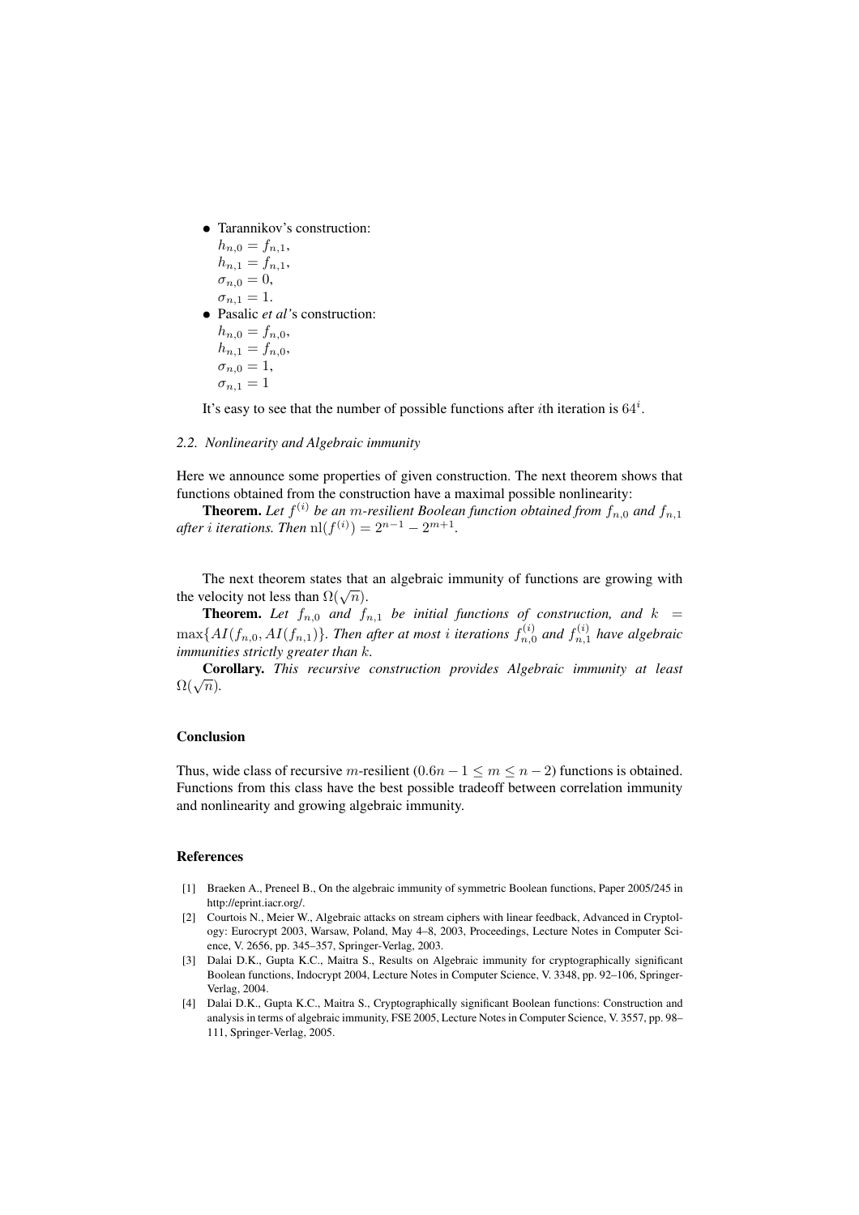- Tarannikov's construction:
  $h_{n,0} = f_{n,1}$,
  $h_{n,1} = f_{n,1}$,
  $\sigma_{n,0} = 0$,
  $\sigma_{n,1} = 1$.
- Pasalic *et al*'s construction:
  $h_{n,0} = f_{n,0}$,
  $h_{n,1} = f_{n,0}$,
  $\sigma_{n,0} = 1$,
  $\sigma_{n,1} = 1$

It's easy to see that the number of possible functions after $i$th iteration is $64^i$.

### 2.2. Nonlinearity and Algebraic immunity

Here we announce some properties of given construction. The next theorem shows that functions obtained from the construction have a maximal possible nonlinearity:

**Theorem.** *Let $f^{(i)}$ be an $m$-resilient Boolean function obtained from $f_{n,0}$ and $f_{n,1}$ after $i$ iterations. Then $\mathrm{nl}(f^{(i)}) = 2^{n-1} - 2^{m+1}$.*

The next theorem states that an algebraic immunity of functions are growing with the velocity not less than $\Omega(\sqrt{n})$.

**Theorem.** *Let $f_{n,0}$ and $f_{n,1}$ be initial functions of construction, and $k = \max\{AI(f_{n,0}, AI(f_{n,1})\}$. Then after at most $i$ iterations $f_{n,0}^{(i)}$ and $f_{n,1}^{(i)}$ have algebraic immunities strictly greater than $k$.*

**Corollary.** *This recursive construction provides Algebraic immunity at least $\Omega(\sqrt{n})$.*

## Conclusion

Thus, wide class of recursive $m$-resilient ($0.6n - 1 \leq m \leq n - 2$) functions is obtained. Functions from this class have the best possible tradeoff between correlation immunity and nonlinearity and growing algebraic immunity.

## References

[1] Braeken A., Preneel B., On the algebraic immunity of symmetric Boolean functions, Paper 2005/245 in http://eprint.iacr.org/.

[2] Courtois N., Meier W., Algebraic attacks on stream ciphers with linear feedback, Advanced in Cryptology: Eurocrypt 2003, Warsaw, Poland, May 4–8, 2003, Proceedings, Lecture Notes in Computer Science, V. 2656, pp. 345–357, Springer-Verlag, 2003.

[3] Dalai D.K., Gupta K.C., Maitra S., Results on Algebraic immunity for cryptographically significant Boolean functions, Indocrypt 2004, Lecture Notes in Computer Science, V. 3348, pp. 92–106, Springer-Verlag, 2004.

[4] Dalai D.K., Gupta K.C., Maitra S., Cryptographically significant Boolean functions: Construction and analysis in terms of algebraic immunity, FSE 2005, Lecture Notes in Computer Science, V. 3557, pp. 98–111, Springer-Verlag, 2005.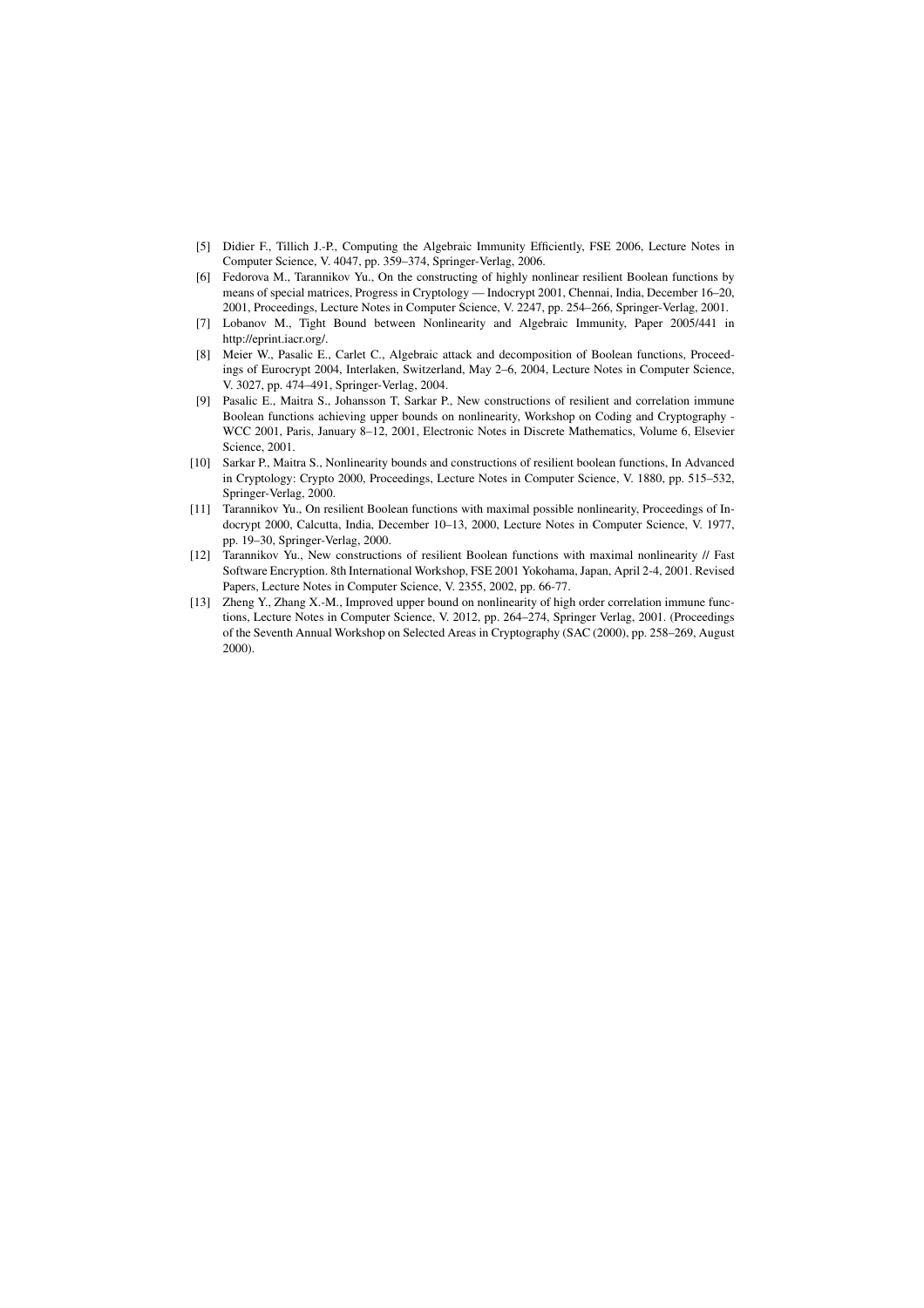[5] Didier F., Tillich J.-P., Computing the Algebraic Immunity Efficiently, FSE 2006, Lecture Notes in Computer Science, V. 4047, pp. 359–374, Springer-Verlag, 2006.

[6] Fedorova M., Tarannikov Yu., On the constructing of highly nonlinear resilient Boolean functions by means of special matrices, Progress in Cryptology — Indocrypt 2001, Chennai, India, December 16–20, 2001, Proceedings, Lecture Notes in Computer Science, V. 2247, pp. 254–266, Springer-Verlag, 2001.

[7] Lobanov M., Tight Bound between Nonlinearity and Algebraic Immunity, Paper 2005/441 in http://eprint.iacr.org/.

[8] Meier W., Pasalic E., Carlet C., Algebraic attack and decomposition of Boolean functions, Proceedings of Eurocrypt 2004, Interlaken, Switzerland, May 2–6, 2004, Lecture Notes in Computer Science, V. 3027, pp. 474–491, Springer-Verlag, 2004.

[9] Pasalic E., Maitra S., Johansson T, Sarkar P., New constructions of resilient and correlation immune Boolean functions achieving upper bounds on nonlinearity, Workshop on Coding and Cryptography - WCC 2001, Paris, January 8–12, 2001, Electronic Notes in Discrete Mathematics, Volume 6, Elsevier Science, 2001.

[10] Sarkar P., Maitra S., Nonlinearity bounds and constructions of resilient boolean functions, In Advanced in Cryptology: Crypto 2000, Proceedings, Lecture Notes in Computer Science, V. 1880, pp. 515–532, Springer-Verlag, 2000.

[11] Tarannikov Yu., On resilient Boolean functions with maximal possible nonlinearity, Proceedings of Indocrypt 2000, Calcutta, India, December 10–13, 2000, Lecture Notes in Computer Science, V. 1977, pp. 19–30, Springer-Verlag, 2000.

[12] Tarannikov Yu., New constructions of resilient Boolean functions with maximal nonlinearity // Fast Software Encryption. 8th International Workshop, FSE 2001 Yokohama, Japan, April 2-4, 2001. Revised Papers, Lecture Notes in Computer Science, V. 2355, 2002, pp. 66-77.

[13] Zheng Y., Zhang X.-M., Improved upper bound on nonlinearity of high order correlation immune functions, Lecture Notes in Computer Science, V. 2012, pp. 264–274, Springer Verlag, 2001. (Proceedings of the Seventh Annual Workshop on Selected Areas in Cryptography (SAC (2000), pp. 258–269, August 2000).